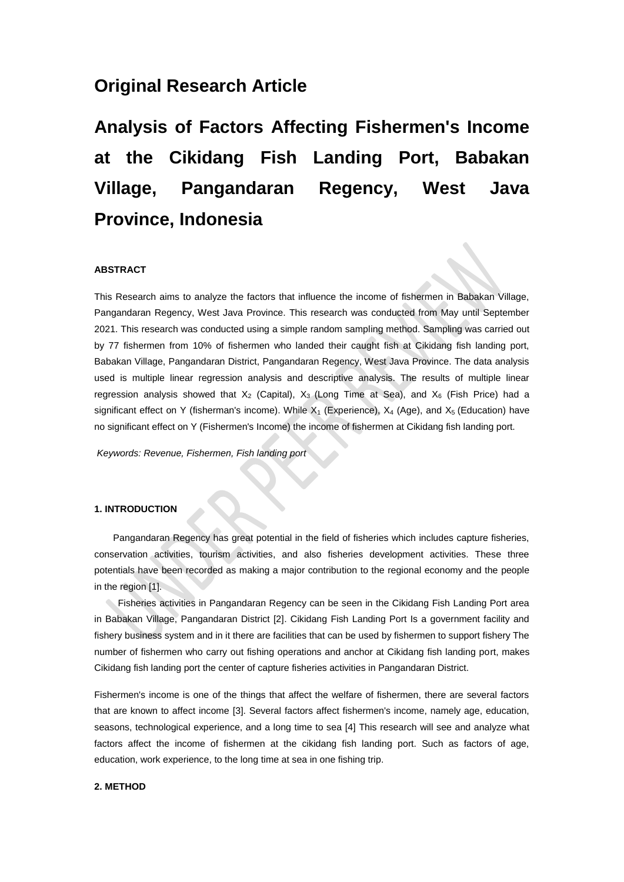## Original Research Article

# Analysis of Factors Affecting Fishermen's Income at the Cikidang Fish Landing Port, Babakan Village, Pangandaran Regency, West Java Province, Indonesia

**ABSTRACT**

This Research aims to analyze the factors that influence the income of fishermen in Babakan Village, Pangandaran Regency, West Java Province. This research was conducted from May until September 2021. This research was conducted using a simple random sampling method. Sampling was carried out by 77 fishermen from 10% of fishermen who landed their caught fish at Cikidang fish landing port, Babakan Village, Pangandaran District, Pangandaran Regency, West Java Province. The data analysis used is multiple linear regression analysis and descriptive analysis. The results of multiple linear regression analysis showed that $X_2$ (Capital), $X_3$ (Long Time at Sea), and $X_6$ (Fish Price) had a significant effect on Y (fisherman's income). While $X_1$ (Experience), $X_4$ (Age), and $X_5$ (Education) have no significant effect on Y (Fishermen's Income) the income of fishermen at Cikidang fish landing port.

*Keywords: Revenue, Fishermen, Fish landing port*

**1. INTRODUCTION**

Pangandaran Regency has great potential in the field of fisheries which includes capture fisheries, conservation activities, tourism activities, and also fisheries development activities. These three potentials have been recorded as making a major contribution to the regional economy and the people in the region [1].

Fisheries activities in Pangandaran Regency can be seen in the Cikidang Fish Landing Port area in Babakan Village, Pangandaran District [2]. Cikidang Fish Landing Port Is a government facility and fishery business system and in it there are facilities that can be used by fishermen to support fishery The number of fishermen who carry out fishing operations and anchor at Cikidang fish landing port, makes Cikidang fish landing port the center of capture fisheries activities in Pangandaran District.

Fishermen's income is one of the things that affect the welfare of fishermen, there are several factors that are known to affect income [3]. Several factors affect fishermen's income, namely age, education, seasons, technological experience, and a long time to sea [4] This research will see and analyze what factors affect the income of fishermen at the cikidang fish landing port. Such as factors of age, education, work experience, to the long time at sea in one fishing trip.

**2. METHOD**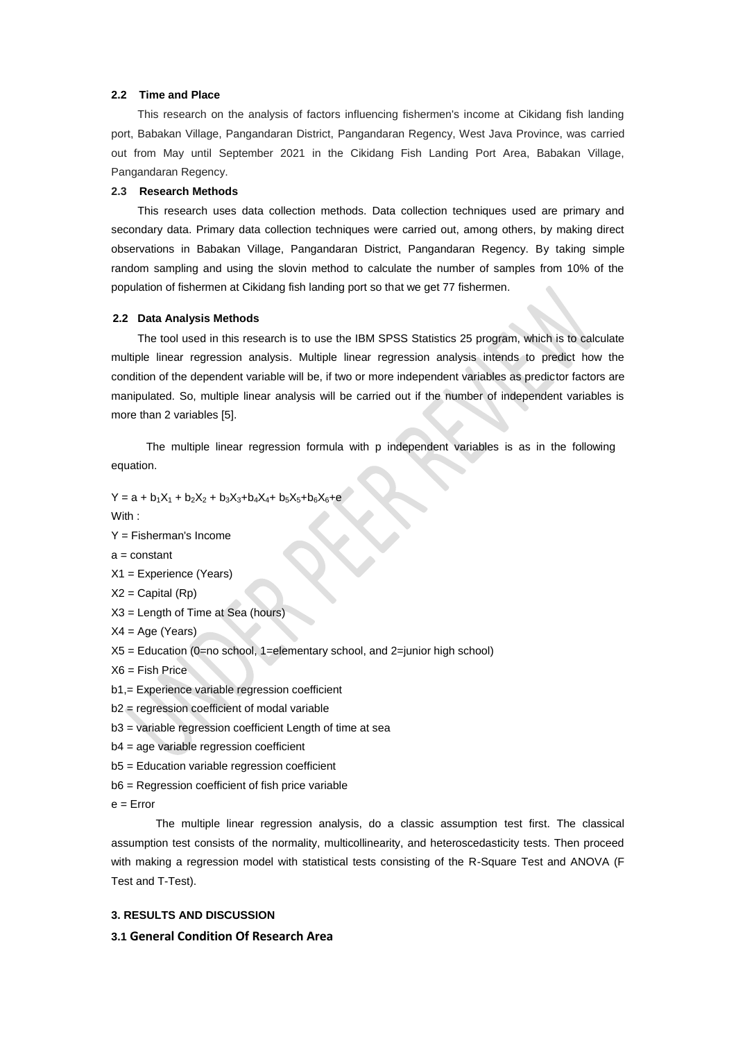### 2.2 Time and Place

This research on the analysis of factors influencing fishermen's income at Cikidang fish landing port, Babakan Village, Pangandaran District, Pangandaran Regency, West Java Province, was carried out from May until September 2021 in the Cikidang Fish Landing Port Area, Babakan Village, Pangandaran Regency.

### 2.3 Research Methods

This research uses data collection methods. Data collection techniques used are primary and secondary data. Primary data collection techniques were carried out, among others, by making direct observations in Babakan Village, Pangandaran District, Pangandaran Regency. By taking simple random sampling and using the slovin method to calculate the number of samples from 10% of the population of fishermen at Cikidang fish landing port so that we get 77 fishermen.

### 2.2 Data Analysis Methods

The tool used in this research is to use the IBM SPSS Statistics 25 program, which is to calculate multiple linear regression analysis. Multiple linear regression analysis intends to predict how the condition of the dependent variable will be, if two or more independent variables as predictor factors are manipulated. So, multiple linear analysis will be carried out if the number of independent variables is more than 2 variables [5].

The multiple linear regression formula with p independent variables is as in the following equation.

$$Y = a + b_1X_1 + b_2X_2 + b_3X_3+b_4X_4+ b_5X_5+b_6X_6+e$$

With :

Y = Fisherman's Income

a = constant

X1 = Experience (Years)

X2 = Capital (Rp)

X3 = Length of Time at Sea (hours)

X4 = Age (Years)

X5 = Education (0=no school, 1=elementary school, and 2=junior high school)

X6 = Fish Price

b1,= Experience variable regression coefficient

b2 = regression coefficient of modal variable

b3 = variable regression coefficient Length of time at sea

b4 = age variable regression coefficient

b5 = Education variable regression coefficient

b6 = Regression coefficient of fish price variable

e = Error

The multiple linear regression analysis, do a classic assumption test first. The classical assumption test consists of the normality, multicollinearity, and heteroscedasticity tests. Then proceed with making a regression model with statistical tests consisting of the R-Square Test and ANOVA (F Test and T-Test).

## 3. RESULTS AND DISCUSSION

### 3.1 General Condition Of Research Area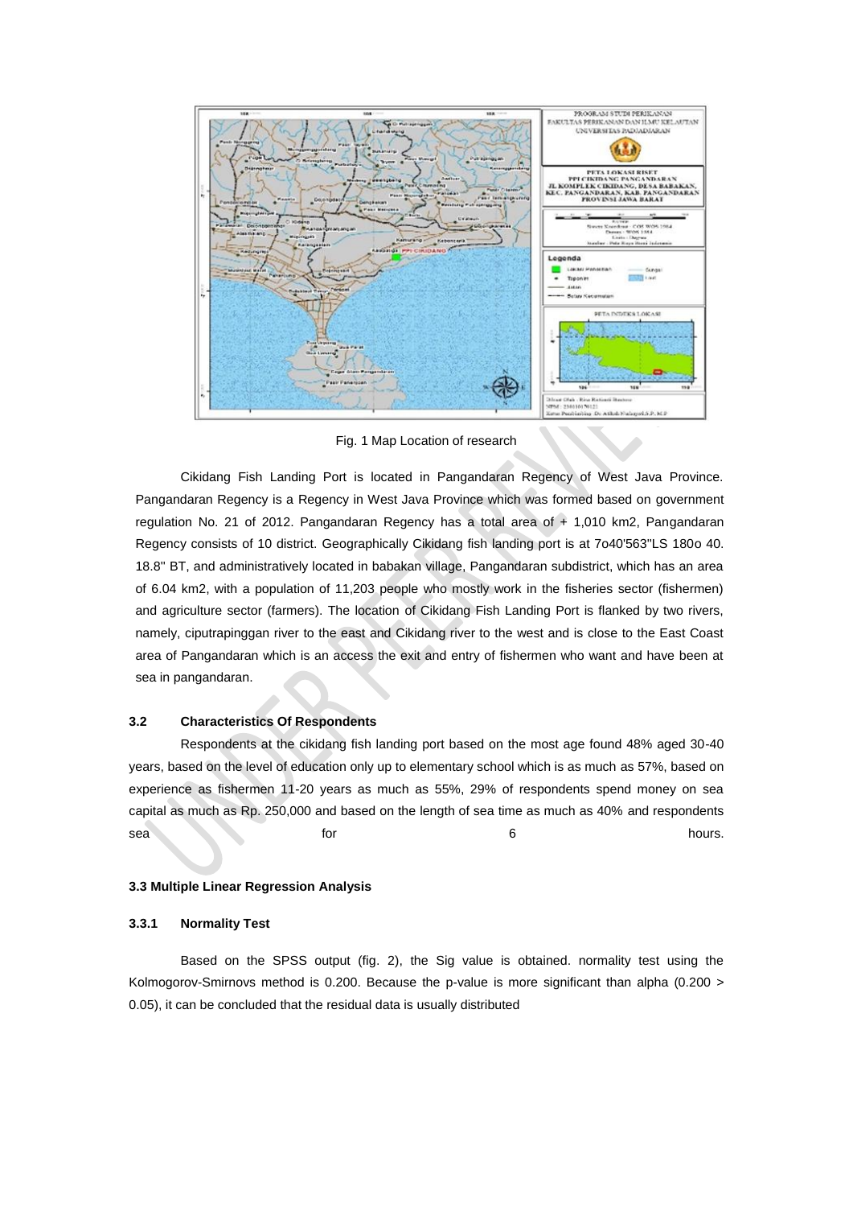Fig. 1 Map Location of research

Cikidang Fish Landing Port is located in Pangandaran Regency of West Java Province. Pangandaran Regency is a Regency in West Java Province which was formed based on government regulation No. 21 of 2012. Pangandaran Regency has a total area of + 1,010 km2, Pangandaran Regency consists of 10 district. Geographically Cikidang fish landing port is at 7o40'563"LS 180o 40. 18.8" BT, and administratively located in babakan village, Pangandaran subdistrict, which has an area of 6.04 km2, with a population of 11,203 people who mostly work in the fisheries sector (fishermen) and agriculture sector (farmers). The location of Cikidang Fish Landing Port is flanked by two rivers, namely, ciputrapinggan river to the east and Cikidang river to the west and is close to the East Coast area of Pangandaran which is an access the exit and entry of fishermen who want and have been at sea in pangandaran.

### 3.2 Characteristics Of Respondents

Respondents at the cikidang fish landing port based on the most age found 48% aged 30-40 years, based on the level of education only up to elementary school which is as much as 57%, based on experience as fishermen 11-20 years as much as 55%, 29% of respondents spend money on sea capital as much as Rp. 250,000 and based on the length of sea time as much as 40% and respondents sea for 6 hours.

### 3.3 Multiple Linear Regression Analysis

#### 3.3.1 Normality Test

Based on the SPSS output (fig. 2), the Sig value is obtained. normality test using the Kolmogorov-Smirnovs method is 0.200. Because the p-value is more significant than alpha (0.200 > 0.05), it can be concluded that the residual data is usually distributed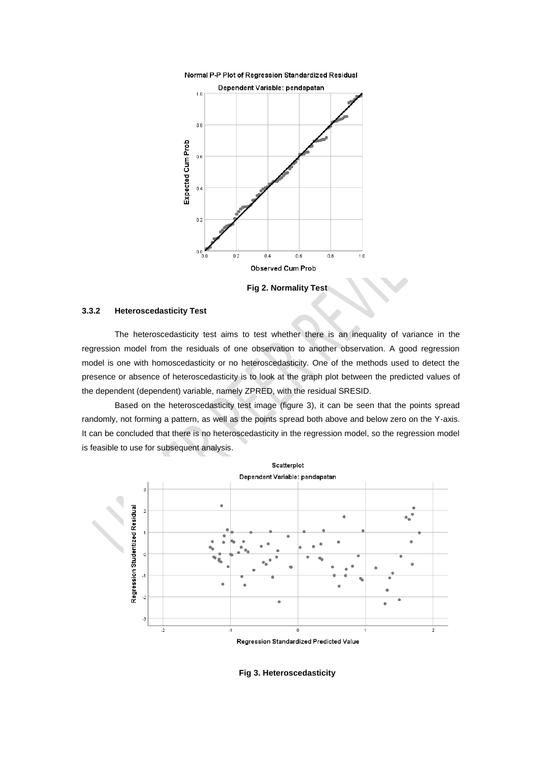Fig 2. Normality Test

### 3.3.2 Heteroscedasticity Test

The heteroscedasticity test aims to test whether there is an inequality of variance in the regression model from the residuals of one observation to another observation. A good regression model is one with homoscedasticity or no heteroscedasticity. One of the methods used to detect the presence or absence of heteroscedasticity is to look at the graph plot between the predicted values of the dependent (dependent) variable, namely ZPRED, with the residual SRESID.

Based on the heteroscedasticity test image (figure 3), it can be seen that the points spread randomly, not forming a pattern, as well as the points spread both above and below zero on the Y-axis. It can be concluded that there is no heteroscedasticity in the regression model, so the regression model is feasible to use for subsequent analysis.

Fig 3. Heteroscedasticity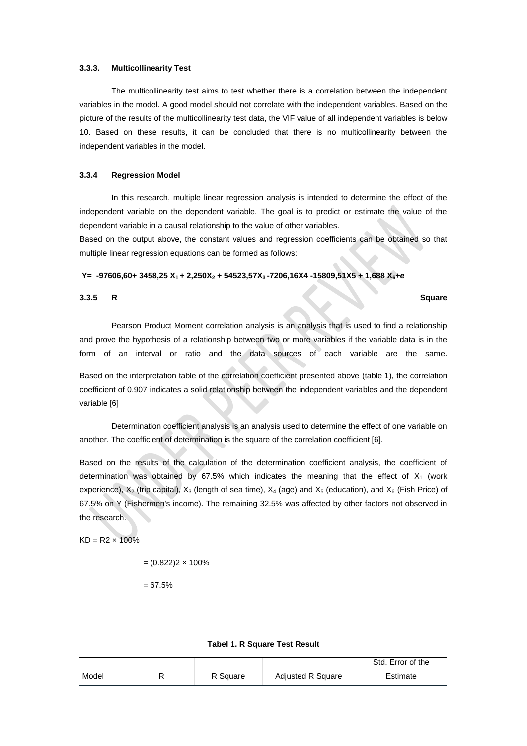### 3.3.3. Multicollinearity Test

The multicollinearity test aims to test whether there is a correlation between the independent variables in the model. A good model should not correlate with the independent variables. Based on the picture of the results of the multicollinearity test data, the VIF value of all independent variables is below 10. Based on these results, it can be concluded that there is no multicollinearity between the independent variables in the model.

### 3.3.4 Regression Model

In this research, multiple linear regression analysis is intended to determine the effect of the independent variable on the dependent variable. The goal is to predict or estimate the value of the dependent variable in a causal relationship to the value of other variables.
Based on the output above, the constant values and regression coefficients can be obtained so that multiple linear regression equations can be formed as follows:

$$Y = -97606{,}60 + 3458{,}25\,X_1 + 2{,}250X_2 + 54523{,}57X_3 - 7206{,}16X4 - 15809{,}51X5 + 1{,}688\,X_6 + e$$

### 3.3.5 R Square

Pearson Product Moment correlation analysis is an analysis that is used to find a relationship and prove the hypothesis of a relationship between two or more variables if the variable data is in the form of an interval or ratio and the data sources of each variable are the same.

Based on the interpretation table of the correlation coefficient presented above (table 1), the correlation coefficient of 0.907 indicates a solid relationship between the independent variables and the dependent variable [6]

Determination coefficient analysis is an analysis used to determine the effect of one variable on another. The coefficient of determination is the square of the correlation coefficient [6].

Based on the results of the calculation of the determination coefficient analysis, the coefficient of determination was obtained by 67.5% which indicates the meaning that the effect of $X_1$ (work experience), $X_2$ (trip capital), $X_3$ (length of sea time), $X_4$ (age) and $X_5$ (education), and $X_6$ (Fish Price) of 67.5% on Y (Fishermen's income). The remaining 32.5% was affected by other factors not observed in the research.

KD = R2 × 100%

= (0.822)2 × 100%

= 67.5%

**Tabel 1. R Square Test Result**

| Model | R | R Square | Adjusted R Square | Std. Error of the Estimate |
|---|---|---|---|---|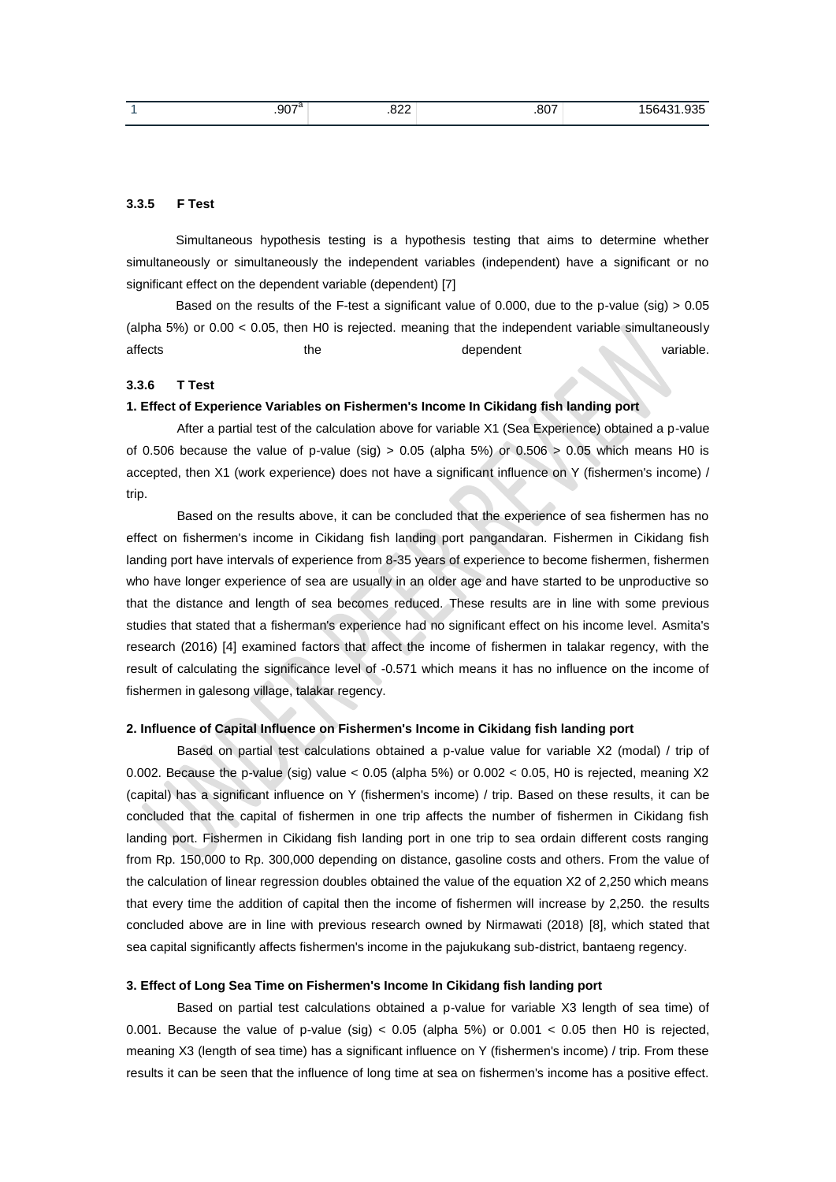| 1 | .907[a] | .822 | .807 | 156431.935 |
|---|---|---|---|---|

### 3.3.5 F Test

Simultaneous hypothesis testing is a hypothesis testing that aims to determine whether simultaneously or simultaneously the independent variables (independent) have a significant or no significant effect on the dependent variable (dependent) [7]

Based on the results of the F-test a significant value of 0.000, due to the p-value (sig) > 0.05 (alpha 5%) or 0.00 < 0.05, then H0 is rejected. meaning that the independent variable simultaneously affects the dependent variable.

### 3.3.6 T Test

**1. Effect of Experience Variables on Fishermen's Income In Cikidang fish landing port**

After a partial test of the calculation above for variable X1 (Sea Experience) obtained a p-value of 0.506 because the value of p-value (sig) > 0.05 (alpha 5%) or 0.506 > 0.05 which means H0 is accepted, then X1 (work experience) does not have a significant influence on Y (fishermen's income) / trip.

Based on the results above, it can be concluded that the experience of sea fishermen has no effect on fishermen's income in Cikidang fish landing port pangandaran. Fishermen in Cikidang fish landing port have intervals of experience from 8-35 years of experience to become fishermen, fishermen who have longer experience of sea are usually in an older age and have started to be unproductive so that the distance and length of sea becomes reduced. These results are in line with some previous studies that stated that a fisherman's experience had no significant effect on his income level. Asmita's research (2016) [4] examined factors that affect the income of fishermen in talakar regency, with the result of calculating the significance level of -0.571 which means it has no influence on the income of fishermen in galesong village, talakar regency.

**2. Influence of Capital Influence on Fishermen's Income in Cikidang fish landing port**

Based on partial test calculations obtained a p-value value for variable X2 (modal) / trip of 0.002. Because the p-value (sig) value < 0.05 (alpha 5%) or 0.002 < 0.05, H0 is rejected, meaning X2 (capital) has a significant influence on Y (fishermen's income) / trip. Based on these results, it can be concluded that the capital of fishermen in one trip affects the number of fishermen in Cikidang fish landing port. Fishermen in Cikidang fish landing port in one trip to sea ordain different costs ranging from Rp. 150,000 to Rp. 300,000 depending on distance, gasoline costs and others. From the value of the calculation of linear regression doubles obtained the value of the equation X2 of 2,250 which means that every time the addition of capital then the income of fishermen will increase by 2,250. the results concluded above are in line with previous research owned by Nirmawati (2018) [8], which stated that sea capital significantly affects fishermen's income in the pajukukang sub-district, bantaeng regency.

**3. Effect of Long Sea Time on Fishermen's Income In Cikidang fish landing port**

Based on partial test calculations obtained a p-value for variable X3 length of sea time) of 0.001. Because the value of p-value (sig) < 0.05 (alpha 5%) or 0.001 < 0.05 then H0 is rejected, meaning X3 (length of sea time) has a significant influence on Y (fishermen's income) / trip. From these results it can be seen that the influence of long time at sea on fishermen's income has a positive effect.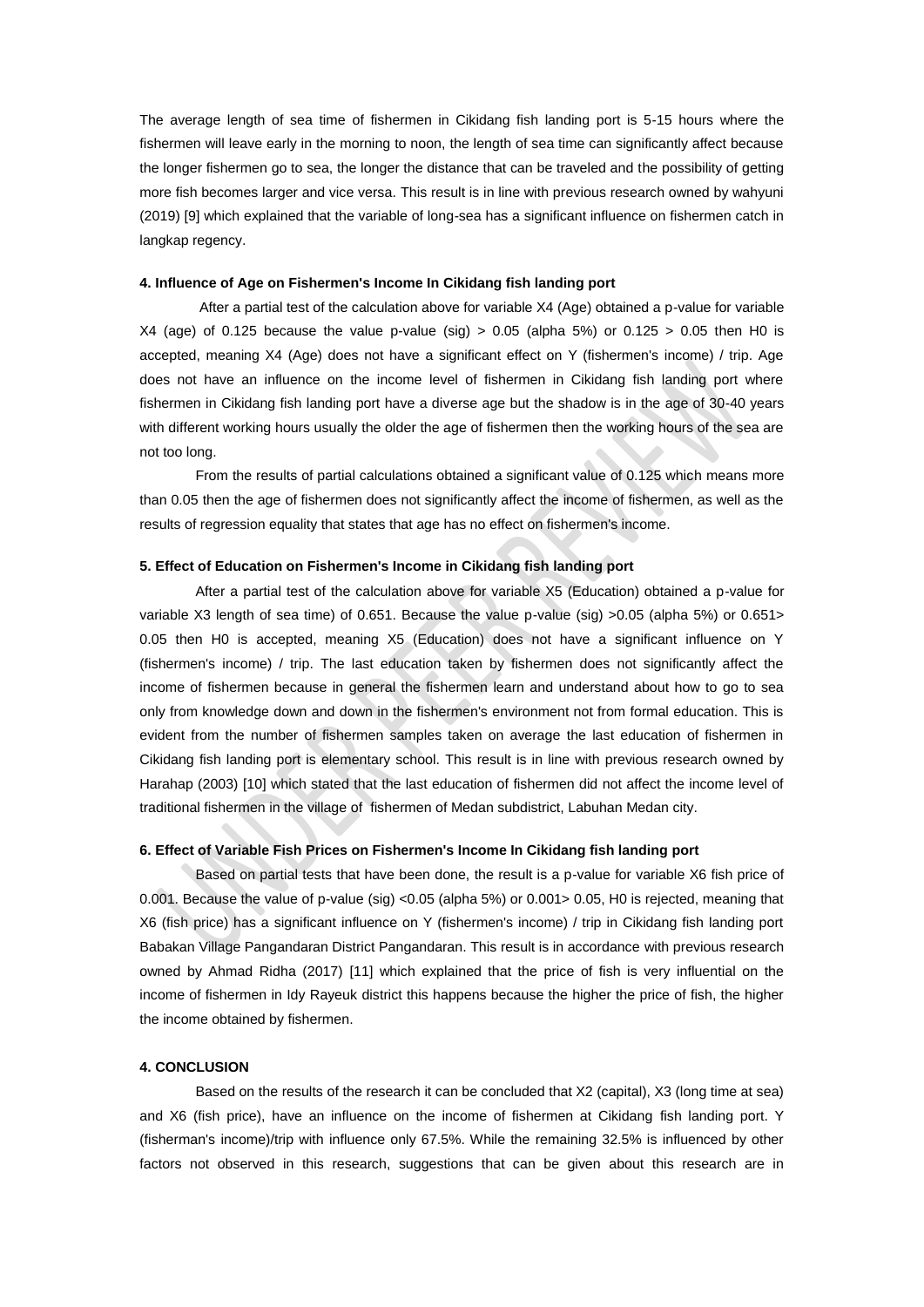The average length of sea time of fishermen in Cikidang fish landing port is 5-15 hours where the fishermen will leave early in the morning to noon, the length of sea time can significantly affect because the longer fishermen go to sea, the longer the distance that can be traveled and the possibility of getting more fish becomes larger and vice versa. This result is in line with previous research owned by wahyuni (2019) [9] which explained that the variable of long-sea has a significant influence on fishermen catch in langkap regency.

**4. Influence of Age on Fishermen's Income In Cikidang fish landing port**

After a partial test of the calculation above for variable X4 (Age) obtained a p-value for variable X4 (age) of 0.125 because the value p-value (sig) > 0.05 (alpha 5%) or 0.125 > 0.05 then H0 is accepted, meaning X4 (Age) does not have a significant effect on Y (fishermen's income) / trip. Age does not have an influence on the income level of fishermen in Cikidang fish landing port where fishermen in Cikidang fish landing port have a diverse age but the shadow is in the age of 30-40 years with different working hours usually the older the age of fishermen then the working hours of the sea are not too long.

From the results of partial calculations obtained a significant value of 0.125 which means more than 0.05 then the age of fishermen does not significantly affect the income of fishermen, as well as the results of regression equality that states that age has no effect on fishermen's income.

**5. Effect of Education on Fishermen's Income in Cikidang fish landing port**

After a partial test of the calculation above for variable X5 (Education) obtained a p-value for variable X3 length of sea time) of 0.651. Because the value p-value (sig) >0.05 (alpha 5%) or 0.651> 0.05 then H0 is accepted, meaning X5 (Education) does not have a significant influence on Y (fishermen's income) / trip. The last education taken by fishermen does not significantly affect the income of fishermen because in general the fishermen learn and understand about how to go to sea only from knowledge down and down in the fishermen's environment not from formal education. This is evident from the number of fishermen samples taken on average the last education of fishermen in Cikidang fish landing port is elementary school. This result is in line with previous research owned by Harahap (2003) [10] which stated that the last education of fishermen did not affect the income level of traditional fishermen in the village of fishermen of Medan subdistrict, Labuhan Medan city.

**6. Effect of Variable Fish Prices on Fishermen's Income In Cikidang fish landing port**

Based on partial tests that have been done, the result is a p-value for variable X6 fish price of 0.001. Because the value of p-value (sig) <0.05 (alpha 5%) or 0.001> 0.05, H0 is rejected, meaning that X6 (fish price) has a significant influence on Y (fishermen's income) / trip in Cikidang fish landing port Babakan Village Pangandaran District Pangandaran. This result is in accordance with previous research owned by Ahmad Ridha (2017) [11] which explained that the price of fish is very influential on the income of fishermen in Idy Rayeuk district this happens because the higher the price of fish, the higher the income obtained by fishermen.

## 4. CONCLUSION

Based on the results of the research it can be concluded that X2 (capital), X3 (long time at sea) and X6 (fish price), have an influence on the income of fishermen at Cikidang fish landing port. Y (fisherman's income)/trip with influence only 67.5%. While the remaining 32.5% is influenced by other factors not observed in this research, suggestions that can be given about this research are in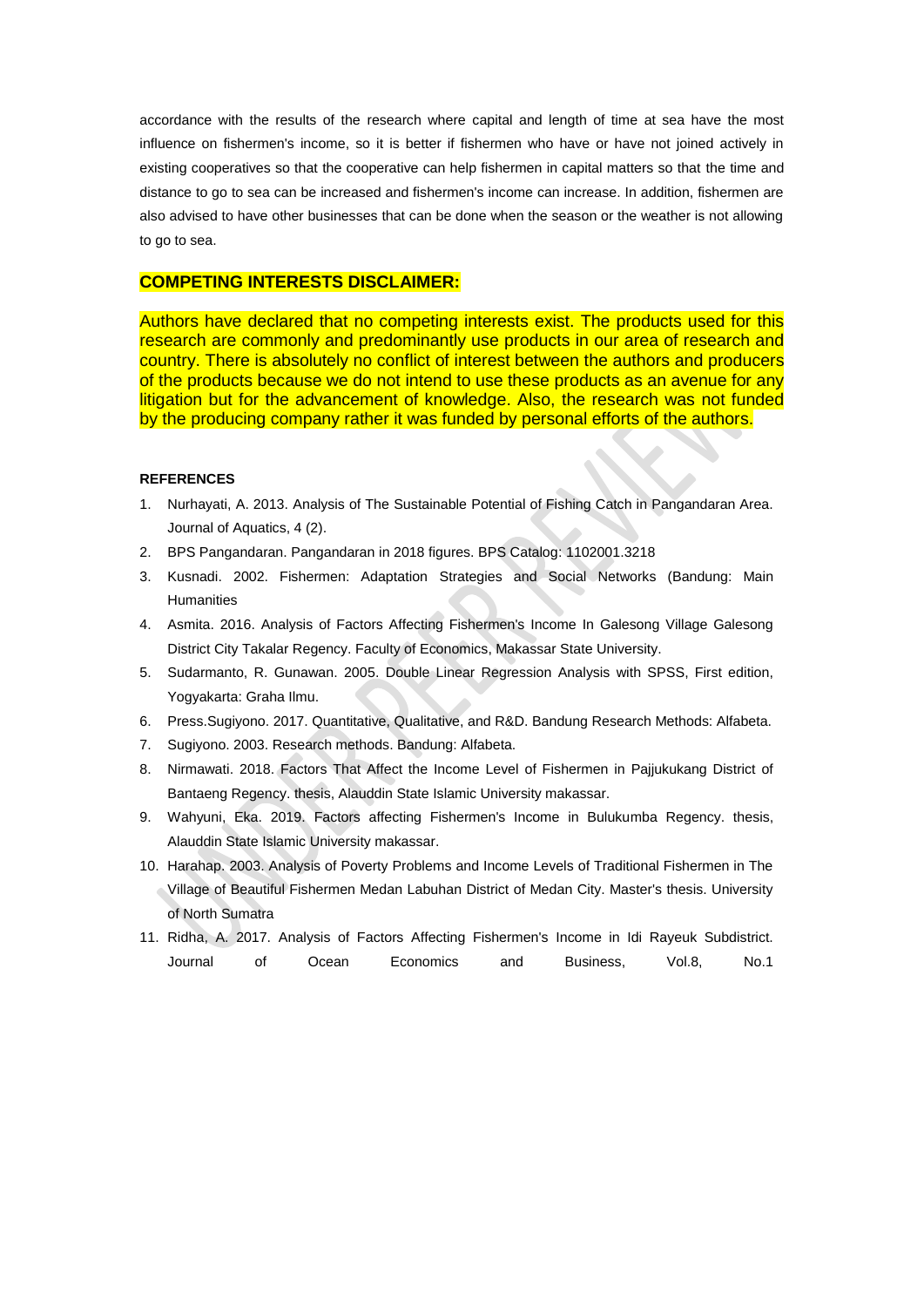accordance with the results of the research where capital and length of time at sea have the most influence on fishermen's income, so it is better if fishermen who have or have not joined actively in existing cooperatives so that the cooperative can help fishermen in capital matters so that the time and distance to go to sea can be increased and fishermen's income can increase. In addition, fishermen are also advised to have other businesses that can be done when the season or the weather is not allowing to go to sea.

## COMPETING INTERESTS DISCLAIMER:

Authors have declared that no competing interests exist. The products used for this research are commonly and predominantly use products in our area of research and country. There is absolutely no conflict of interest between the authors and producers of the products because we do not intend to use these products as an avenue for any litigation but for the advancement of knowledge. Also, the research was not funded by the producing company rather it was funded by personal efforts of the authors.

## REFERENCES

1. Nurhayati, A. 2013. Analysis of The Sustainable Potential of Fishing Catch in Pangandaran Area. Journal of Aquatics, 4 (2).
2. BPS Pangandaran. Pangandaran in 2018 figures. BPS Catalog: 1102001.3218
3. Kusnadi. 2002. Fishermen: Adaptation Strategies and Social Networks (Bandung: Main Humanities
4. Asmita. 2016. Analysis of Factors Affecting Fishermen's Income In Galesong Village Galesong District City Takalar Regency. Faculty of Economics, Makassar State University.
5. Sudarmanto, R. Gunawan. 2005. Double Linear Regression Analysis with SPSS, First edition, Yogyakarta: Graha Ilmu.
6. Press.Sugiyono. 2017. Quantitative, Qualitative, and R&D. Bandung Research Methods: Alfabeta.
7. Sugiyono. 2003. Research methods. Bandung: Alfabeta.
8. Nirmawati. 2018. Factors That Affect the Income Level of Fishermen in Pajjukukang District of Bantaeng Regency. thesis, Alauddin State Islamic University makassar.
9. Wahyuni, Eka. 2019. Factors affecting Fishermen's Income in Bulukumba Regency. thesis, Alauddin State Islamic University makassar.
10. Harahap. 2003. Analysis of Poverty Problems and Income Levels of Traditional Fishermen in The Village of Beautiful Fishermen Medan Labuhan District of Medan City. Master's thesis. University of North Sumatra
11. Ridha, A. 2017. Analysis of Factors Affecting Fishermen's Income in Idi Rayeuk Subdistrict. Journal of Ocean Economics and Business, Vol.8, No.1